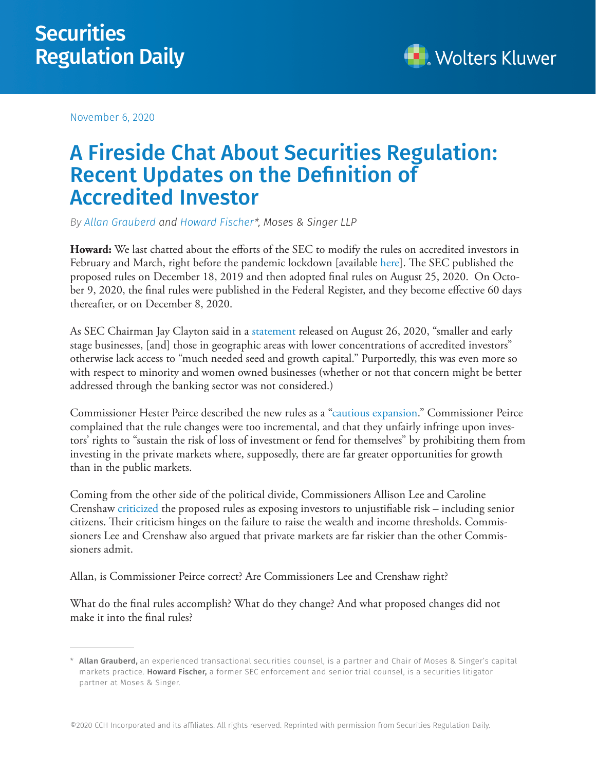# Securities Regulation Daily

November 6, 2020

# A Fireside Chat About Securities Regulation: Recent Updates on the Definition of Accredited Investor

*By Allan Grauberd and Howard Fischer*, Moses & Singer LLP*

**Howard:** We last chatted about the efforts of the SEC to modify the rules on accredited investors in February and March, right before the pandemic lockdown [available here]. The SEC published the proposed rules on December 18, 2019 and then adopted final rules on August 25, 2020. On October 9, 2020, the final rules were published in the Federal Register, and they become effective 60 days thereafter, or on December 8, 2020.

As SEC Chairman Jay Clayton said in a statement released on August 26, 2020, "smaller and early stage businesses, [and] those in geographic areas with lower concentrations of accredited investors" otherwise lack access to "much needed seed and growth capital." Purportedly, this was even more so with respect to minority and women owned businesses (whether or not that concern might be better addressed through the banking sector was not considered.)

Commissioner Hester Peirce described the new rules as a "cautious expansion." Commissioner Peirce complained that the rule changes were too incremental, and that they unfairly infringe upon investors' rights to "sustain the risk of loss of investment or fend for themselves" by prohibiting them from investing in the private markets where, supposedly, there are far greater opportunities for growth than in the public markets.

Coming from the other side of the political divide, Commissioners Allison Lee and Caroline Crenshaw criticized the proposed rules as exposing investors to unjustifiable risk – including senior citizens. Their criticism hinges on the failure to raise the wealth and income thresholds. Commissioners Lee and Crenshaw also argued that private markets are far riskier than the other Commissioners admit.

Allan, is Commissioner Peirce correct? Are Commissioners Lee and Crenshaw right?

What do the final rules accomplish? What do they change? And what proposed changes did not make it into the final rules?

---

\* **Allan Grauberd,** an experienced transactional securities counsel, is a partner and Chair of Moses & Singer's capital markets practice. **Howard Fischer,** a former SEC enforcement and senior trial counsel, is a securities litigator partner at Moses & Singer.

©2020 CCH Incorporated and its affiliates. All rights reserved. Reprinted with permission from Securities Regulation Daily.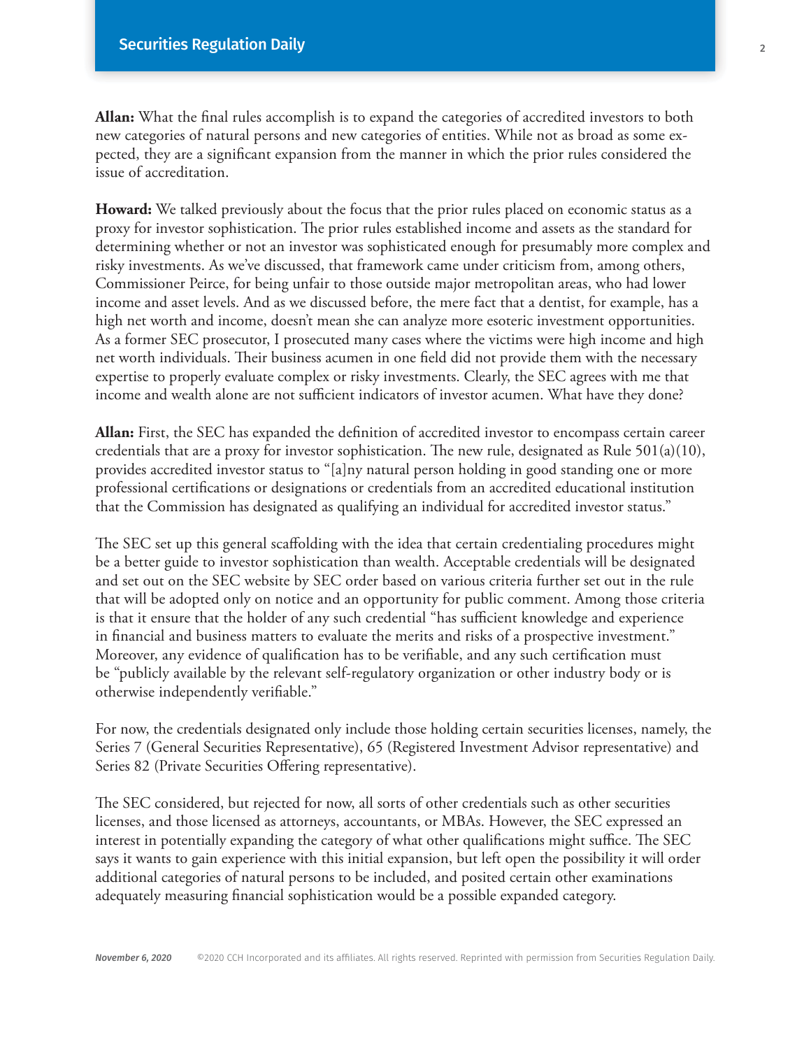**Allan:** What the final rules accomplish is to expand the categories of accredited investors to both new categories of natural persons and new categories of entities. While not as broad as some expected, they are a significant expansion from the manner in which the prior rules considered the issue of accreditation.

**Howard:** We talked previously about the focus that the prior rules placed on economic status as a proxy for investor sophistication. The prior rules established income and assets as the standard for determining whether or not an investor was sophisticated enough for presumably more complex and risky investments. As we've discussed, that framework came under criticism from, among others, Commissioner Peirce, for being unfair to those outside major metropolitan areas, who had lower income and asset levels. And as we discussed before, the mere fact that a dentist, for example, has a high net worth and income, doesn't mean she can analyze more esoteric investment opportunities. As a former SEC prosecutor, I prosecuted many cases where the victims were high income and high net worth individuals. Their business acumen in one field did not provide them with the necessary expertise to properly evaluate complex or risky investments. Clearly, the SEC agrees with me that income and wealth alone are not sufficient indicators of investor acumen. What have they done?

**Allan:** First, the SEC has expanded the definition of accredited investor to encompass certain career credentials that are a proxy for investor sophistication. The new rule, designated as Rule 501(a)(10), provides accredited investor status to "[a]ny natural person holding in good standing one or more professional certifications or designations or credentials from an accredited educational institution that the Commission has designated as qualifying an individual for accredited investor status."

The SEC set up this general scaffolding with the idea that certain credentialing procedures might be a better guide to investor sophistication than wealth. Acceptable credentials will be designated and set out on the SEC website by SEC order based on various criteria further set out in the rule that will be adopted only on notice and an opportunity for public comment. Among those criteria is that it ensure that the holder of any such credential "has sufficient knowledge and experience in financial and business matters to evaluate the merits and risks of a prospective investment." Moreover, any evidence of qualification has to be verifiable, and any such certification must be "publicly available by the relevant self-regulatory organization or other industry body or is otherwise independently verifiable."

For now, the credentials designated only include those holding certain securities licenses, namely, the Series 7 (General Securities Representative), 65 (Registered Investment Advisor representative) and Series 82 (Private Securities Offering representative).

The SEC considered, but rejected for now, all sorts of other credentials such as other securities licenses, and those licensed as attorneys, accountants, or MBAs. However, the SEC expressed an interest in potentially expanding the category of what other qualifications might suffice. The SEC says it wants to gain experience with this initial expansion, but left open the possibility it will order additional categories of natural persons to be included, and posited certain other examinations adequately measuring financial sophistication would be a possible expanded category.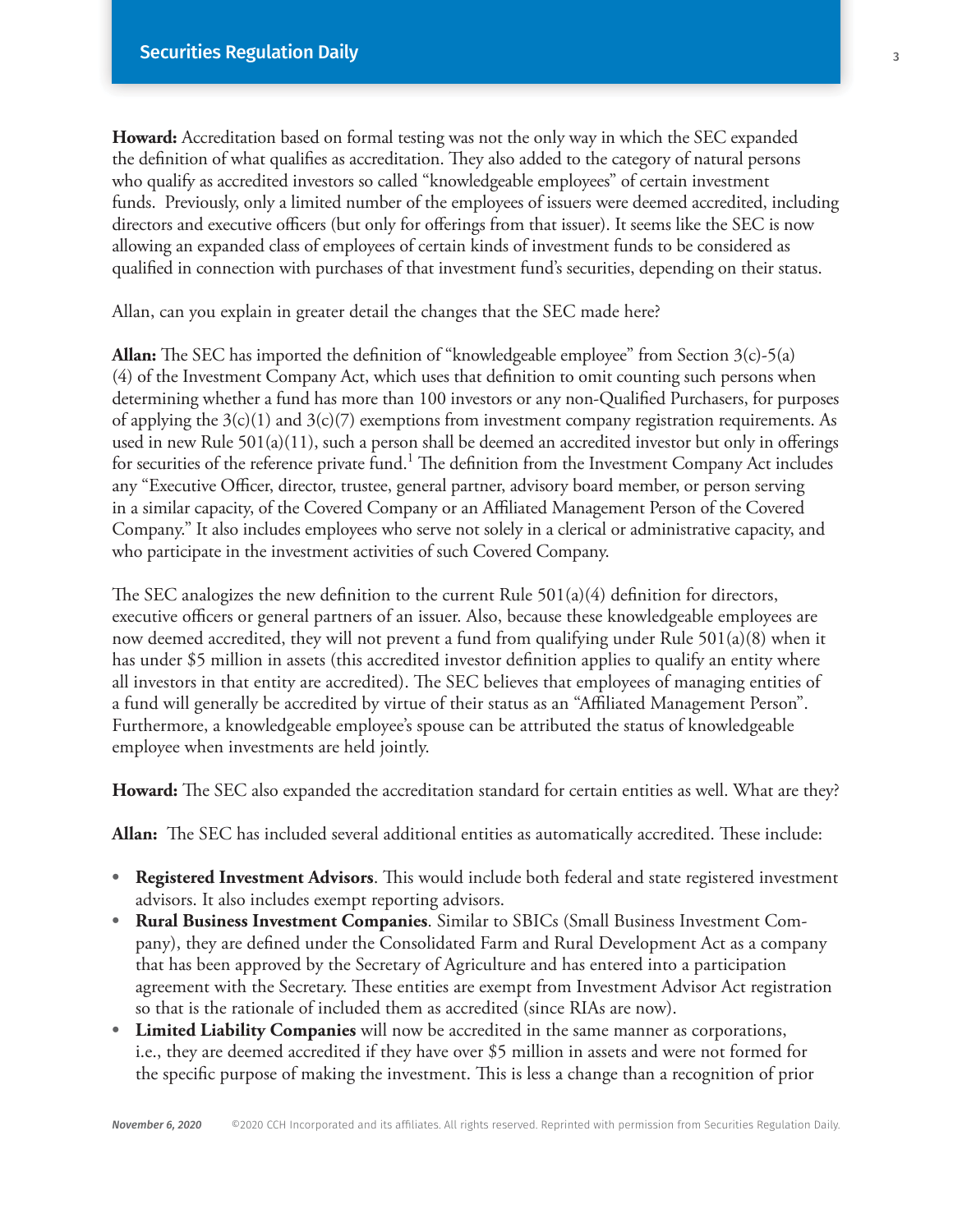**Howard:** Accreditation based on formal testing was not the only way in which the SEC expanded the definition of what qualifies as accreditation. They also added to the category of natural persons who qualify as accredited investors so called "knowledgeable employees" of certain investment funds.  Previously, only a limited number of the employees of issuers were deemed accredited, including directors and executive officers (but only for offerings from that issuer). It seems like the SEC is now allowing an expanded class of employees of certain kinds of investment funds to be considered as qualified in connection with purchases of that investment fund's securities, depending on their status.

Allan, can you explain in greater detail the changes that the SEC made here?

**Allan:** The SEC has imported the definition of "knowledgeable employee" from Section 3(c)-5(a)(4) of the Investment Company Act, which uses that definition to omit counting such persons when determining whether a fund has more than 100 investors or any non-Qualified Purchasers, for purposes of applying the 3(c)(1) and 3(c)(7) exemptions from investment company registration requirements. As used in new Rule 501(a)(11), such a person shall be deemed an accredited investor but only in offerings for securities of the reference private fund.[1] The definition from the Investment Company Act includes any "Executive Officer, director, trustee, general partner, advisory board member, or person serving in a similar capacity, of the Covered Company or an Affiliated Management Person of the Covered Company." It also includes employees who serve not solely in a clerical or administrative capacity, and who participate in the investment activities of such Covered Company.

The SEC analogizes the new definition to the current Rule 501(a)(4) definition for directors, executive officers or general partners of an issuer. Also, because these knowledgeable employees are now deemed accredited, they will not prevent a fund from qualifying under Rule 501(a)(8) when it has under $5 million in assets (this accredited investor definition applies to qualify an entity where all investors in that entity are accredited). The SEC believes that employees of managing entities of a fund will generally be accredited by virtue of their status as an "Affiliated Management Person". Furthermore, a knowledgeable employee's spouse can be attributed the status of knowledgeable employee when investments are held jointly.

**Howard:** The SEC also expanded the accreditation standard for certain entities as well. What are they?

**Allan:** The SEC has included several additional entities as automatically accredited. These include:

- **Registered Investment Advisors**. This would include both federal and state registered investment advisors. It also includes exempt reporting advisors.
- **Rural Business Investment Companies**. Similar to SBICs (Small Business Investment Company), they are defined under the Consolidated Farm and Rural Development Act as a company that has been approved by the Secretary of Agriculture and has entered into a participation agreement with the Secretary. These entities are exempt from Investment Advisor Act registration so that is the rationale of included them as accredited (since RIAs are now).
- **Limited Liability Companies** will now be accredited in the same manner as corporations, i.e., they are deemed accredited if they have over $5 million in assets and were not formed for the specific purpose of making the investment. This is less a change than a recognition of prior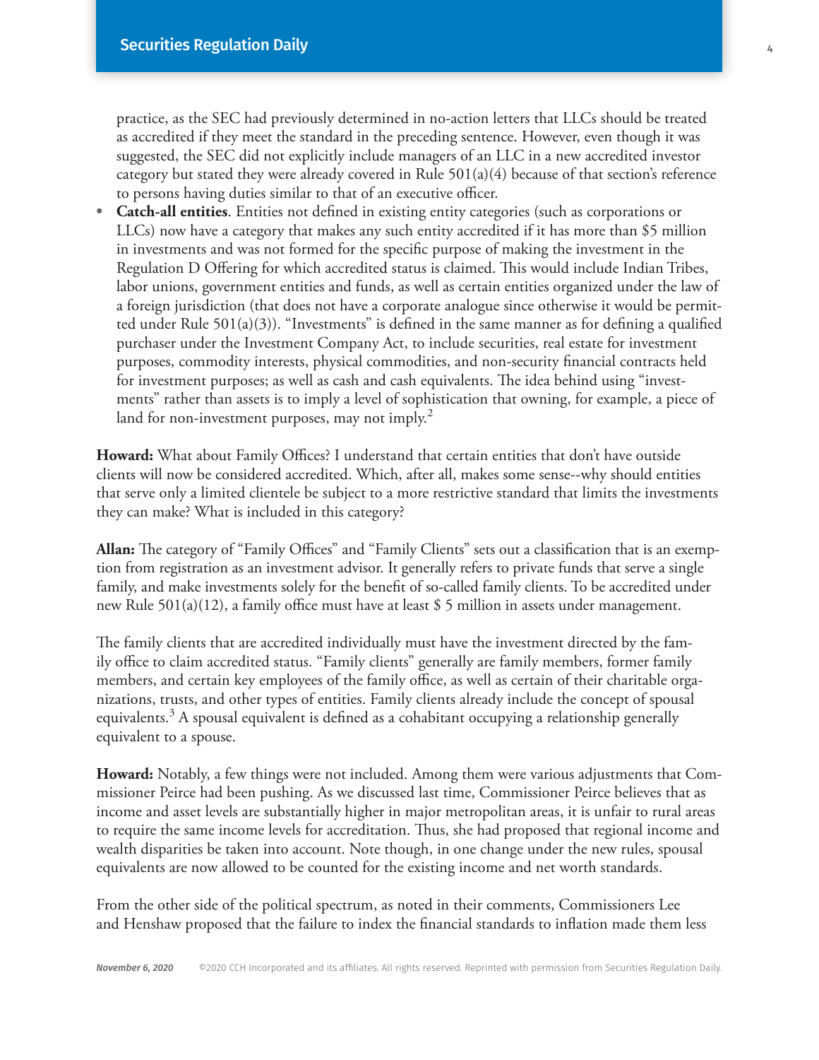practice, as the SEC had previously determined in no-action letters that LLCs should be treated as accredited if they meet the standard in the preceding sentence. However, even though it was suggested, the SEC did not explicitly include managers of an LLC in a new accredited investor category but stated they were already covered in Rule 501(a)(4) because of that section's reference to persons having duties similar to that of an executive officer.

- **Catch-all entities**. Entities not defined in existing entity categories (such as corporations or LLCs) now have a category that makes any such entity accredited if it has more than $5 million in investments and was not formed for the specific purpose of making the investment in the Regulation D Offering for which accredited status is claimed. This would include Indian Tribes, labor unions, government entities and funds, as well as certain entities organized under the law of a foreign jurisdiction (that does not have a corporate analogue since otherwise it would be permitted under Rule 501(a)(3)). "Investments" is defined in the same manner as for defining a qualified purchaser under the Investment Company Act, to include securities, real estate for investment purposes, commodity interests, physical commodities, and non-security financial contracts held for investment purposes; as well as cash and cash equivalents. The idea behind using "investments" rather than assets is to imply a level of sophistication that owning, for example, a piece of land for non-investment purposes, may not imply.[2]

**Howard:** What about Family Offices? I understand that certain entities that don't have outside clients will now be considered accredited. Which, after all, makes some sense--why should entities that serve only a limited clientele be subject to a more restrictive standard that limits the investments they can make? What is included in this category?

**Allan:** The category of "Family Offices" and "Family Clients" sets out a classification that is an exemption from registration as an investment advisor. It generally refers to private funds that serve a single family, and make investments solely for the benefit of so-called family clients. To be accredited under new Rule 501(a)(12), a family office must have at least $ 5 million in assets under management.

The family clients that are accredited individually must have the investment directed by the family office to claim accredited status. "Family clients" generally are family members, former family members, and certain key employees of the family office, as well as certain of their charitable organizations, trusts, and other types of entities. Family clients already include the concept of spousal equivalents.[3] A spousal equivalent is defined as a cohabitant occupying a relationship generally equivalent to a spouse.

**Howard:** Notably, a few things were not included. Among them were various adjustments that Commissioner Peirce had been pushing. As we discussed last time, Commissioner Peirce believes that as income and asset levels are substantially higher in major metropolitan areas, it is unfair to rural areas to require the same income levels for accreditation. Thus, she had proposed that regional income and wealth disparities be taken into account. Note though, in one change under the new rules, spousal equivalents are now allowed to be counted for the existing income and net worth standards.

From the other side of the political spectrum, as noted in their comments, Commissioners Lee and Henshaw proposed that the failure to index the financial standards to inflation made them less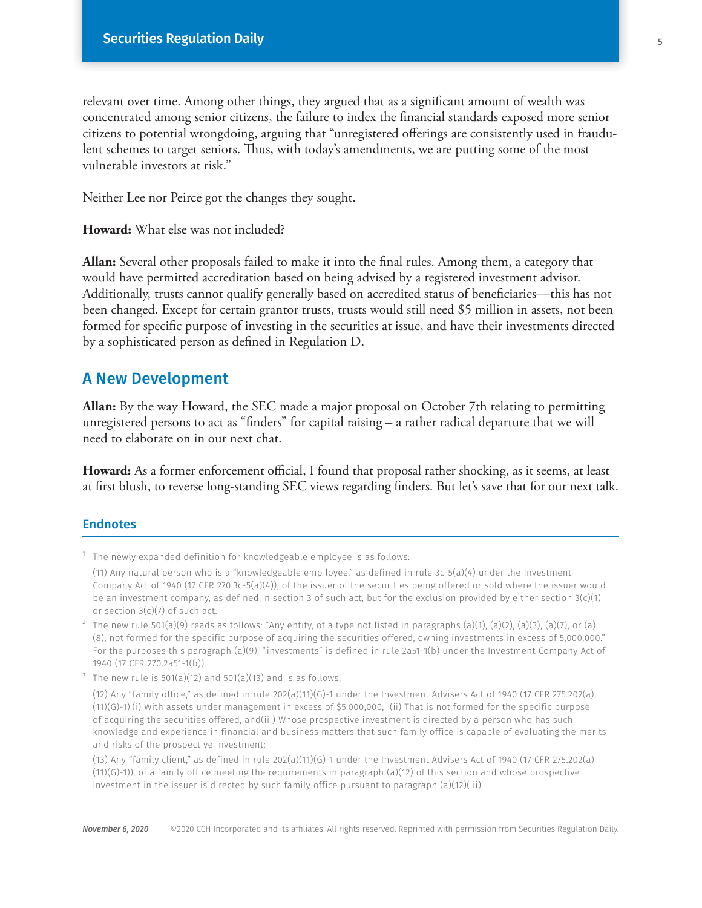relevant over time. Among other things, they argued that as a significant amount of wealth was concentrated among senior citizens, the failure to index the financial standards exposed more senior citizens to potential wrongdoing, arguing that "unregistered offerings are consistently used in fraudulent schemes to target seniors. Thus, with today's amendments, we are putting some of the most vulnerable investors at risk."

Neither Lee nor Peirce got the changes they sought.

**Howard:** What else was not included?

**Allan:** Several other proposals failed to make it into the final rules. Among them, a category that would have permitted accreditation based on being advised by a registered investment advisor. Additionally, trusts cannot qualify generally based on accredited status of beneficiaries—this has not been changed. Except for certain grantor trusts, trusts would still need $5 million in assets, not been formed for specific purpose of investing in the securities at issue, and have their investments directed by a sophisticated person as defined in Regulation D.

## A New Development

**Allan:** By the way Howard, the SEC made a major proposal on October 7th relating to permitting unregistered persons to act as "finders" for capital raising – a rather radical departure that we will need to elaborate on in our next chat.

**Howard:** As a former enforcement official, I found that proposal rather shocking, as it seems, at least at first blush, to reverse long-standing SEC views regarding finders. But let's save that for our next talk.

### Endnotes

[1] The newly expanded definition for knowledgeable employee is as follows:

(11) Any natural person who is a "knowledgeable emp loyee," as defined in rule 3c-5(a)(4) under the Investment Company Act of 1940 (17 CFR 270.3c-5(a)(4)), of the issuer of the securities being offered or sold where the issuer would be an investment company, as defined in section 3 of such act, but for the exclusion provided by either section 3(c)(1) or section 3(c)(7) of such act.

[2] The new rule 501(a)(9) reads as follows: "Any entity, of a type not listed in paragraphs (a)(1), (a)(2), (a)(3), (a)(7), or (a)(8), not formed for the specific purpose of acquiring the securities offered, owning investments in excess of 5,000,000." For the purposes this paragraph (a)(9), "investments" is defined in rule 2a51-1(b) under the Investment Company Act of 1940 (17 CFR 270.2a51-1(b)).

[3] The new rule is 501(a)(12) and 501(a)(13) and is as follows:

(12) Any "family office," as defined in rule 202(a)(11)(G)-1 under the Investment Advisers Act of 1940 (17 CFR 275.202(a)(11)(G)-1):(i) With assets under management in excess of $5,000,000, (ii) That is not formed for the specific purpose of acquiring the securities offered, and(iii) Whose prospective investment is directed by a person who has such knowledge and experience in financial and business matters that such family office is capable of evaluating the merits and risks of the prospective investment;

(13) Any "family client," as defined in rule 202(a)(11)(G)-1 under the Investment Advisers Act of 1940 (17 CFR 275.202(a)(11)(G)-1)), of a family office meeting the requirements in paragraph (a)(12) of this section and whose prospective investment in the issuer is directed by such family office pursuant to paragraph (a)(12)(iii).